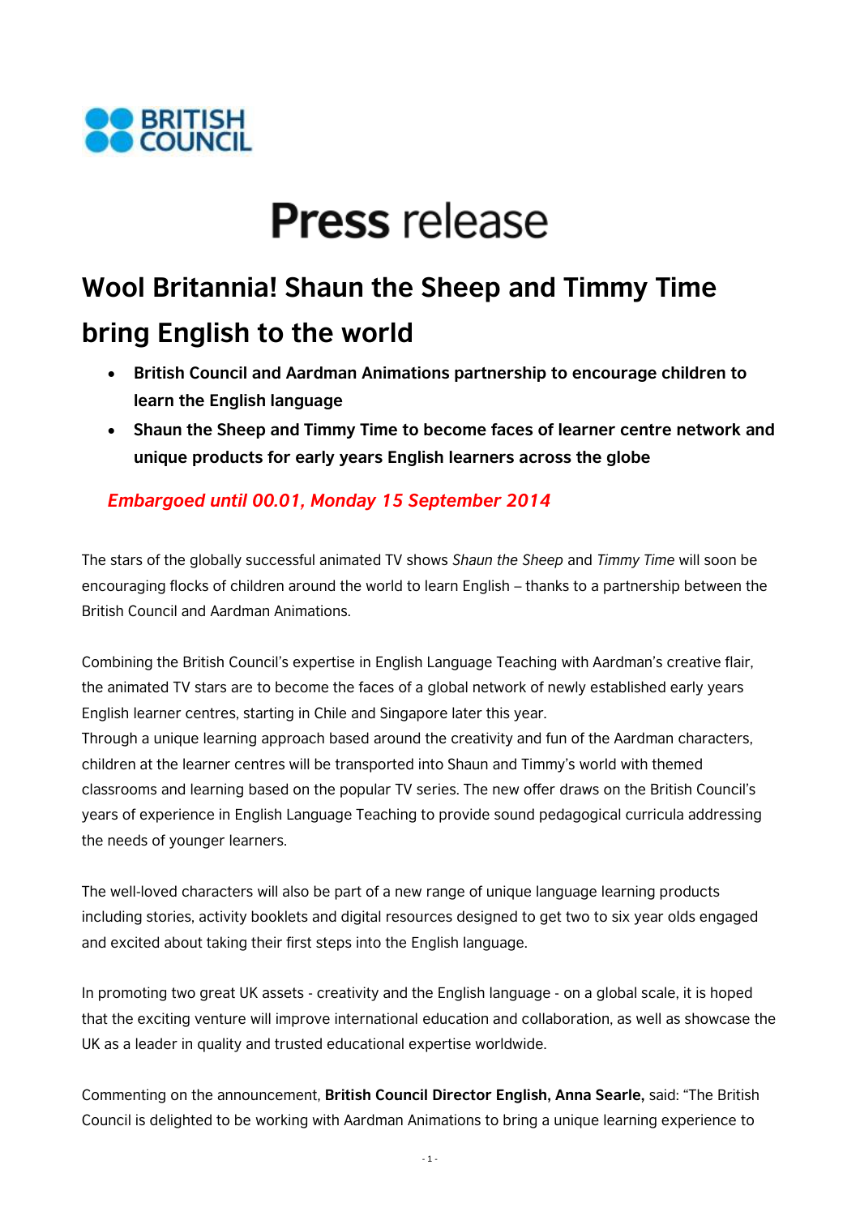BRITISH COUNCIL

# Press release

## Wool Britannia! Shaun the Sheep and Timmy Time bring English to the world

- **British Council and Aardman Animations partnership to encourage children to learn the English language**
- **Shaun the Sheep and Timmy Time to become faces of learner centre network and unique products for early years English learners across the globe**

***Embargoed until 00.01, Monday 15 September 2014***

The stars of the globally successful animated TV shows *Shaun the Sheep* and *Timmy Time* will soon be encouraging flocks of children around the world to learn English – thanks to a partnership between the British Council and Aardman Animations.

Combining the British Council's expertise in English Language Teaching with Aardman's creative flair, the animated TV stars are to become the faces of a global network of newly established early years English learner centres, starting in Chile and Singapore later this year.
Through a unique learning approach based around the creativity and fun of the Aardman characters, children at the learner centres will be transported into Shaun and Timmy's world with themed classrooms and learning based on the popular TV series. The new offer draws on the British Council's years of experience in English Language Teaching to provide sound pedagogical curricula addressing the needs of younger learners.

The well-loved characters will also be part of a new range of unique language learning products including stories, activity booklets and digital resources designed to get two to six year olds engaged and excited about taking their first steps into the English language.

In promoting two great UK assets - creativity and the English language - on a global scale, it is hoped that the exciting venture will improve international education and collaboration, as well as showcase the UK as a leader in quality and trusted educational expertise worldwide.

Commenting on the announcement, **British Council Director English, Anna Searle,** said: "The British Council is delighted to be working with Aardman Animations to bring a unique learning experience to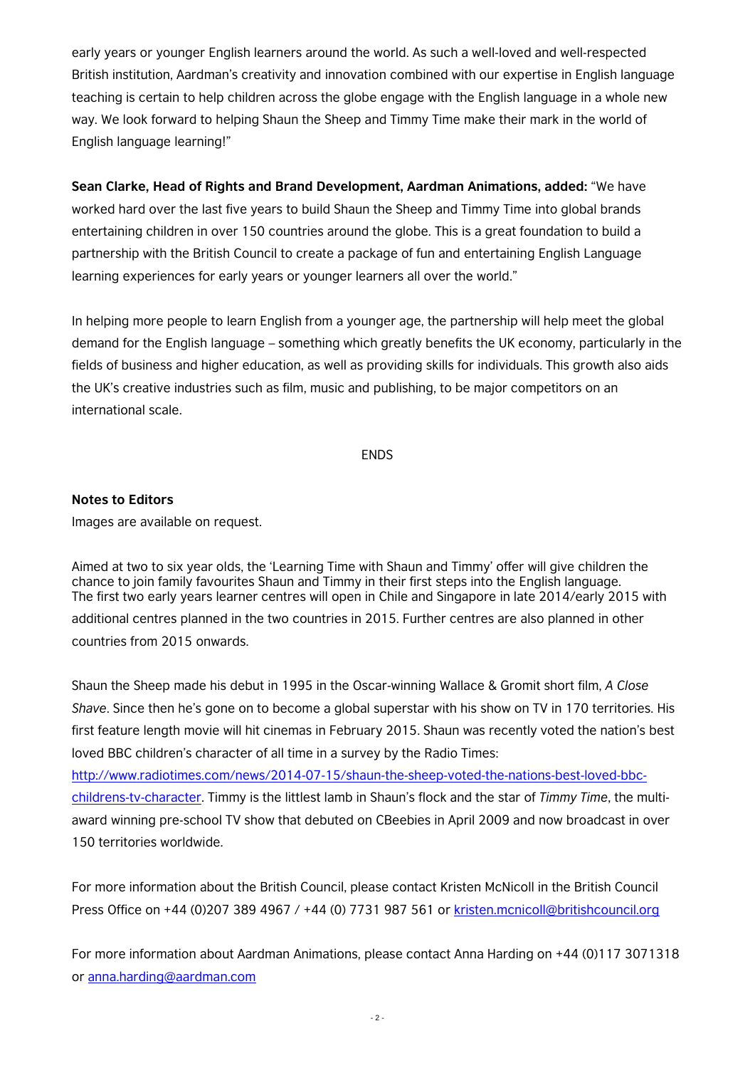early years or younger English learners around the world. As such a well-loved and well-respected British institution, Aardman's creativity and innovation combined with our expertise in English language teaching is certain to help children across the globe engage with the English language in a whole new way. We look forward to helping Shaun the Sheep and Timmy Time make their mark in the world of English language learning!"

**Sean Clarke, Head of Rights and Brand Development, Aardman Animations, added:** "We have worked hard over the last five years to build Shaun the Sheep and Timmy Time into global brands entertaining children in over 150 countries around the globe. This is a great foundation to build a partnership with the British Council to create a package of fun and entertaining English Language learning experiences for early years or younger learners all over the world."

In helping more people to learn English from a younger age, the partnership will help meet the global demand for the English language – something which greatly benefits the UK economy, particularly in the fields of business and higher education, as well as providing skills for individuals. This growth also aids the UK's creative industries such as film, music and publishing, to be major competitors on an international scale.

ENDS

**Notes to Editors**

Images are available on request.

Aimed at two to six year olds, the 'Learning Time with Shaun and Timmy' offer will give children the chance to join family favourites Shaun and Timmy in their first steps into the English language. The first two early years learner centres will open in Chile and Singapore in late 2014/early 2015 with additional centres planned in the two countries in 2015. Further centres are also planned in other countries from 2015 onwards.

Shaun the Sheep made his debut in 1995 in the Oscar-winning Wallace & Gromit short film, *A Close Shave*. Since then he's gone on to become a global superstar with his show on TV in 170 territories. His first feature length movie will hit cinemas in February 2015. Shaun was recently voted the nation's best loved BBC children's character of all time in a survey by the Radio Times: http://www.radiotimes.com/news/2014-07-15/shaun-the-sheep-voted-the-nations-best-loved-bbc-childrens-tv-character. Timmy is the littlest lamb in Shaun's flock and the star of *Timmy Time*, the multi-award winning pre-school TV show that debuted on CBeebies in April 2009 and now broadcast in over 150 territories worldwide.

For more information about the British Council, please contact Kristen McNicoll in the British Council Press Office on +44 (0)207 389 4967 / +44 (0) 7731 987 561 or kristen.mcnicoll@britishcouncil.org

For more information about Aardman Animations, please contact Anna Harding on +44 (0)117 3071318 or anna.harding@aardman.com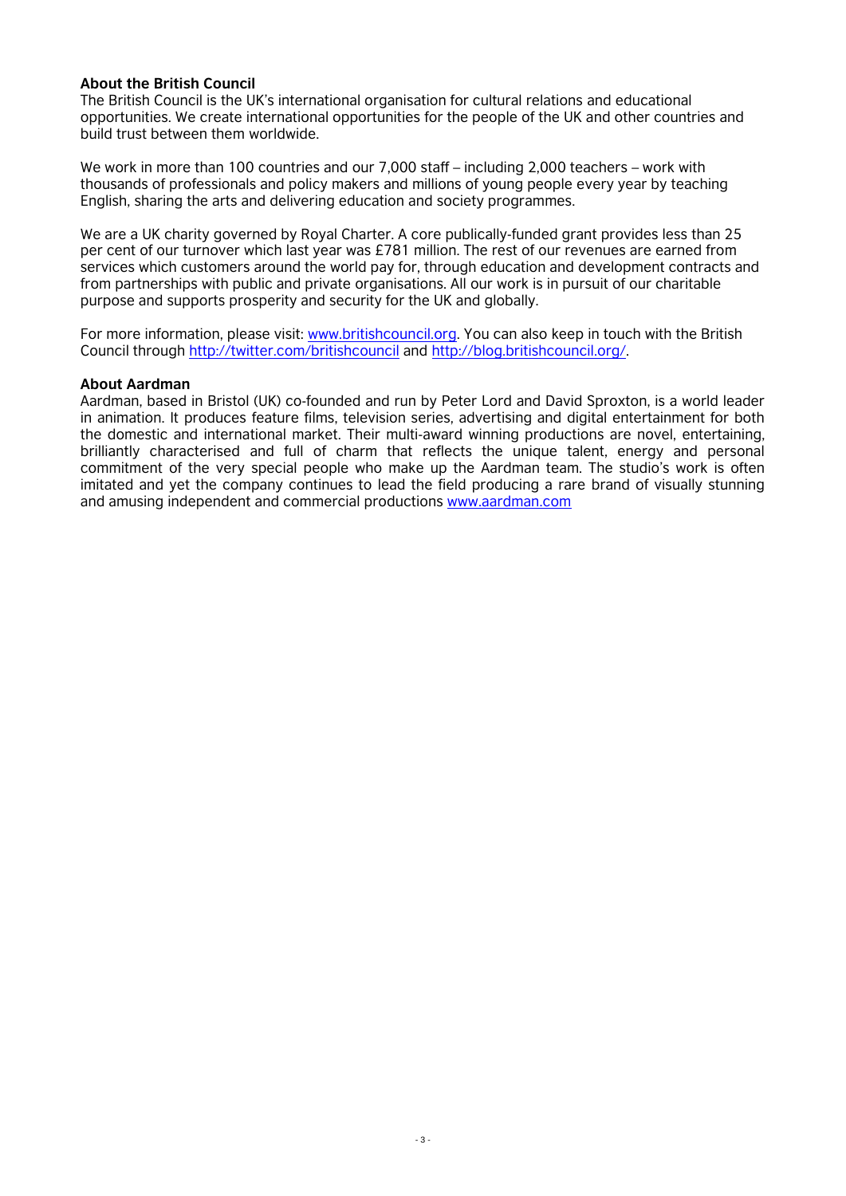**About the British Council**

The British Council is the UK's international organisation for cultural relations and educational opportunities. We create international opportunities for the people of the UK and other countries and build trust between them worldwide.

We work in more than 100 countries and our 7,000 staff – including 2,000 teachers – work with thousands of professionals and policy makers and millions of young people every year by teaching English, sharing the arts and delivering education and society programmes.

We are a UK charity governed by Royal Charter. A core publically-funded grant provides less than 25 per cent of our turnover which last year was £781 million. The rest of our revenues are earned from services which customers around the world pay for, through education and development contracts and from partnerships with public and private organisations. All our work is in pursuit of our charitable purpose and supports prosperity and security for the UK and globally.

For more information, please visit: [www.britishcouncil.org](http://www.britishcouncil.org). You can also keep in touch with the British Council through [http://twitter.com/britishcouncil](http://twitter.com/britishcouncil) and [http://blog.britishcouncil.org/](http://blog.britishcouncil.org/).

**About Aardman**

Aardman, based in Bristol (UK) co-founded and run by Peter Lord and David Sproxton, is a world leader in animation. It produces feature films, television series, advertising and digital entertainment for both the domestic and international market. Their multi-award winning productions are novel, entertaining, brilliantly characterised and full of charm that reflects the unique talent, energy and personal commitment of the very special people who make up the Aardman team. The studio's work is often imitated and yet the company continues to lead the field producing a rare brand of visually stunning and amusing independent and commercial productions [www.aardman.com](http://www.aardman.com)